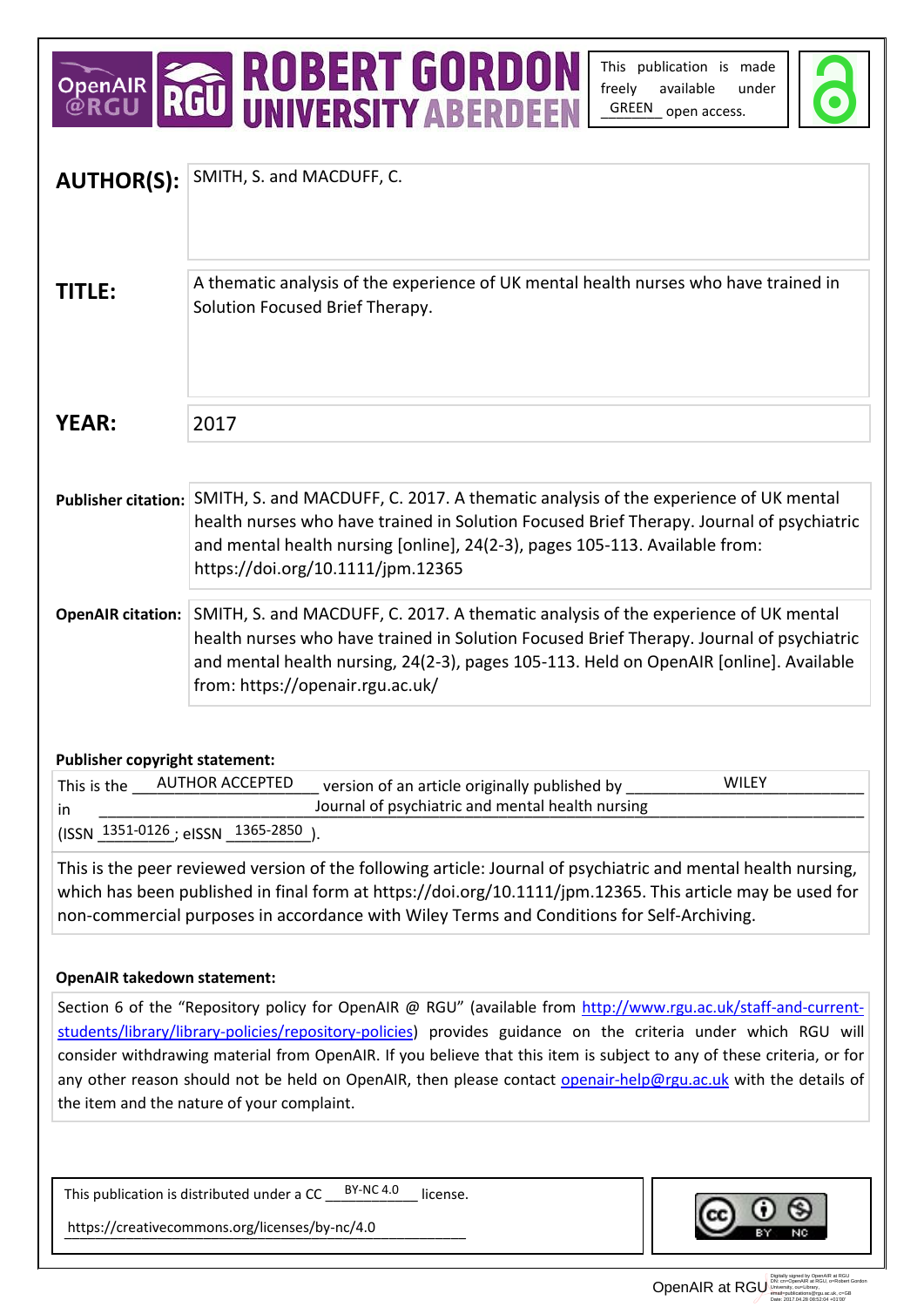OpenAIR @RGU | ROBERT GORDON UNIVERSITY ABERDEEN

This publication is made freely available under GREEN open access.

| | |
|---|---|
| **AUTHOR(S):** | SMITH, S. and MACDUFF, C. |
| **TITLE:** | A thematic analysis of the experience of UK mental health nurses who have trained in Solution Focused Brief Therapy. |
| **YEAR:** | 2017 |
| **Publisher citation:** | SMITH, S. and MACDUFF, C. 2017. A thematic analysis of the experience of UK mental health nurses who have trained in Solution Focused Brief Therapy. Journal of psychiatric and mental health nursing [online], 24(2-3), pages 105-113. Available from: https://doi.org/10.1111/jpm.12365 |
| **OpenAIR citation:** | SMITH, S. and MACDUFF, C. 2017. A thematic analysis of the experience of UK mental health nurses who have trained in Solution Focused Brief Therapy. Journal of psychiatric and mental health nursing, 24(2-3), pages 105-113. Held on OpenAIR [online]. Available from: https://openair.rgu.ac.uk/ |

**Publisher copyright statement:**

This is the AUTHOR ACCEPTED version of an article originally published by WILEY in Journal of psychiatric and mental health nursing (ISSN 1351-0126; eISSN 1365-2850).

This is the peer reviewed version of the following article: Journal of psychiatric and mental health nursing, which has been published in final form at https://doi.org/10.1111/jpm.12365. This article may be used for non-commercial purposes in accordance with Wiley Terms and Conditions for Self-Archiving.

**OpenAIR takedown statement:**

Section 6 of the "Repository policy for OpenAIR @ RGU" (available from http://www.rgu.ac.uk/staff-and-current-students/library/library-policies/repository-policies) provides guidance on the criteria under which RGU will consider withdrawing material from OpenAIR. If you believe that this item is subject to any of these criteria, or for any other reason should not be held on OpenAIR, then please contact openair-help@rgu.ac.uk with the details of the item and the nature of your complaint.

This publication is distributed under a CC BY-NC 4.0 license.

https://creativecommons.org/licenses/by-nc/4.0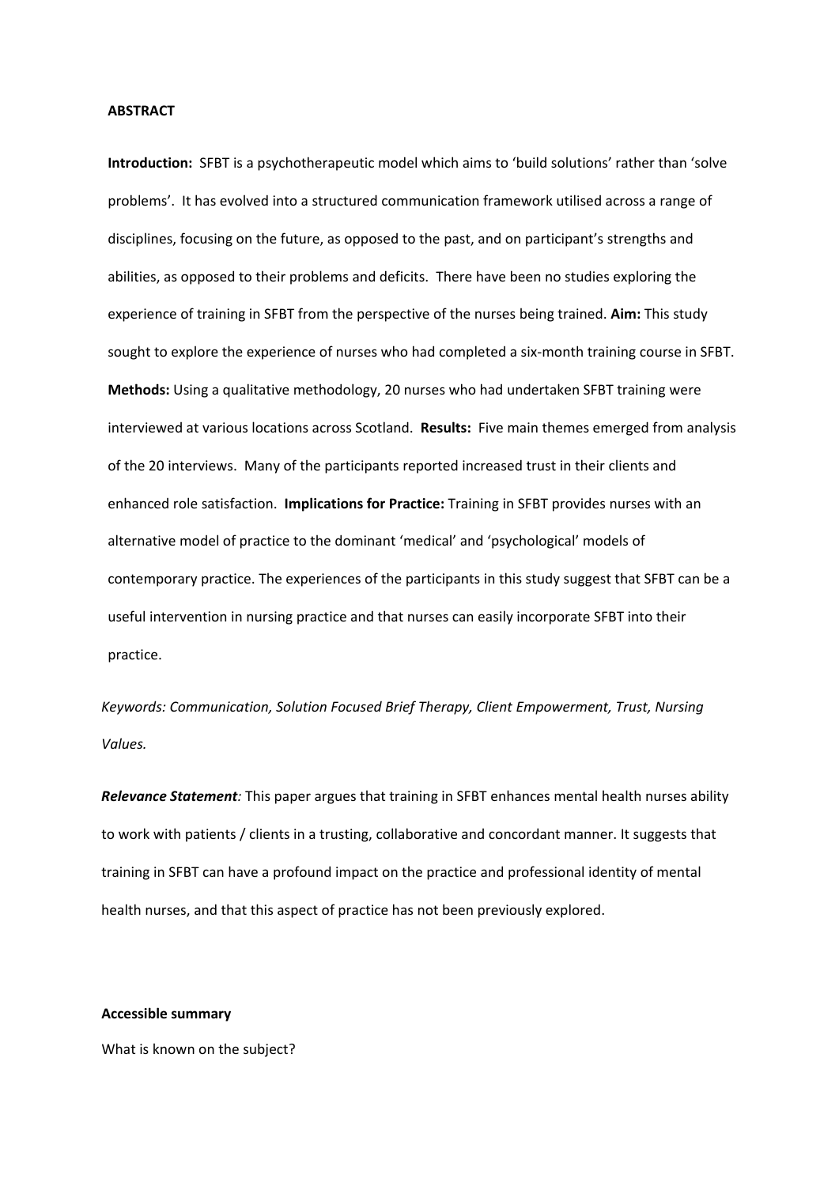**ABSTRACT**

**Introduction:** SFBT is a psychotherapeutic model which aims to 'build solutions' rather than 'solve problems'. It has evolved into a structured communication framework utilised across a range of disciplines, focusing on the future, as opposed to the past, and on participant's strengths and abilities, as opposed to their problems and deficits. There have been no studies exploring the experience of training in SFBT from the perspective of the nurses being trained. **Aim:** This study sought to explore the experience of nurses who had completed a six-month training course in SFBT. **Methods:** Using a qualitative methodology, 20 nurses who had undertaken SFBT training were interviewed at various locations across Scotland. **Results:** Five main themes emerged from analysis of the 20 interviews. Many of the participants reported increased trust in their clients and enhanced role satisfaction. **Implications for Practice:** Training in SFBT provides nurses with an alternative model of practice to the dominant 'medical' and 'psychological' models of contemporary practice. The experiences of the participants in this study suggest that SFBT can be a useful intervention in nursing practice and that nurses can easily incorporate SFBT into their practice.

*Keywords: Communication, Solution Focused Brief Therapy, Client Empowerment, Trust, Nursing Values.*

***Relevance Statement**:* This paper argues that training in SFBT enhances mental health nurses ability to work with patients / clients in a trusting, collaborative and concordant manner. It suggests that training in SFBT can have a profound impact on the practice and professional identity of mental health nurses, and that this aspect of practice has not been previously explored.

**Accessible summary**

What is known on the subject?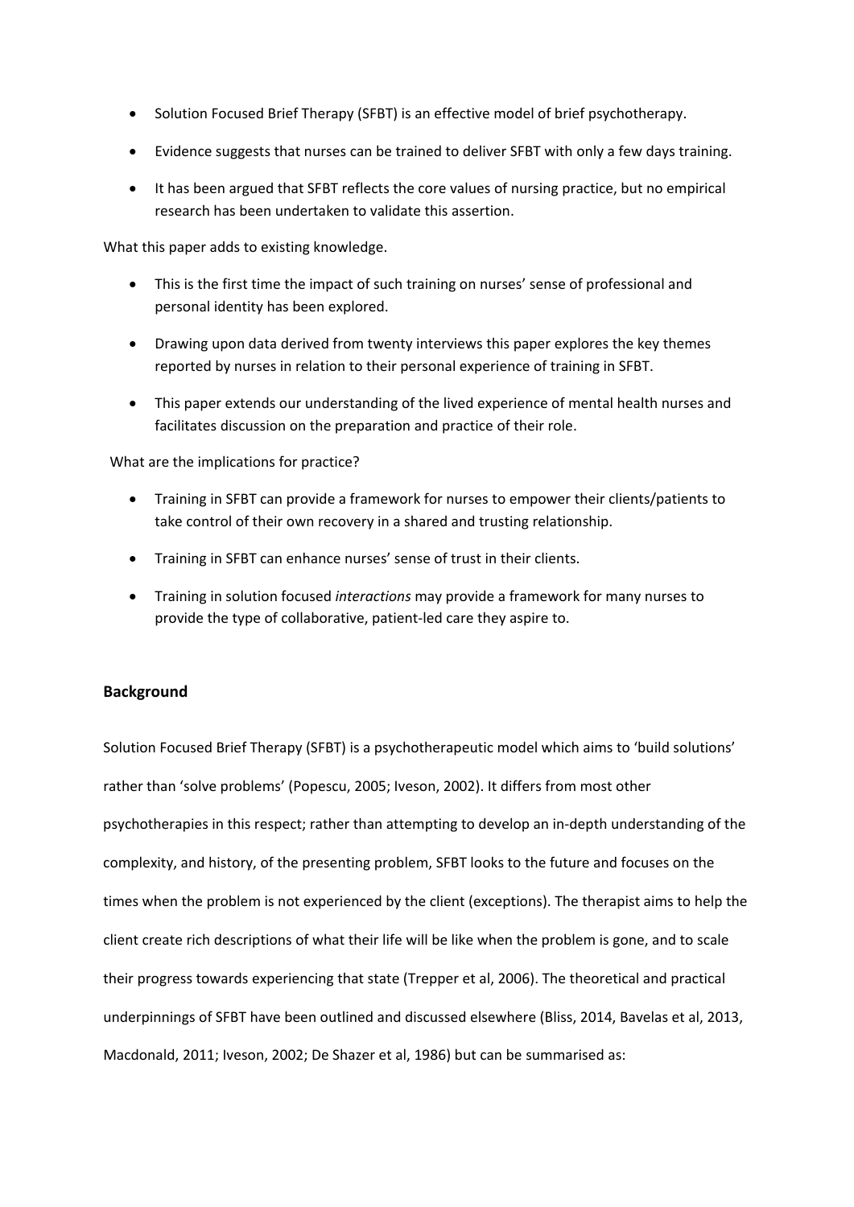- Solution Focused Brief Therapy (SFBT) is an effective model of brief psychotherapy.
- Evidence suggests that nurses can be trained to deliver SFBT with only a few days training.
- It has been argued that SFBT reflects the core values of nursing practice, but no empirical research has been undertaken to validate this assertion.

What this paper adds to existing knowledge.

- This is the first time the impact of such training on nurses' sense of professional and personal identity has been explored.
- Drawing upon data derived from twenty interviews this paper explores the key themes reported by nurses in relation to their personal experience of training in SFBT.
- This paper extends our understanding of the lived experience of mental health nurses and facilitates discussion on the preparation and practice of their role.

What are the implications for practice?

- Training in SFBT can provide a framework for nurses to empower their clients/patients to take control of their own recovery in a shared and trusting relationship.
- Training in SFBT can enhance nurses' sense of trust in their clients.
- Training in solution focused *interactions* may provide a framework for many nurses to provide the type of collaborative, patient-led care they aspire to.

## Background

Solution Focused Brief Therapy (SFBT) is a psychotherapeutic model which aims to 'build solutions' rather than 'solve problems' (Popescu, 2005; Iveson, 2002). It differs from most other psychotherapies in this respect; rather than attempting to develop an in-depth understanding of the complexity, and history, of the presenting problem, SFBT looks to the future and focuses on the times when the problem is not experienced by the client (exceptions). The therapist aims to help the client create rich descriptions of what their life will be like when the problem is gone, and to scale their progress towards experiencing that state (Trepper et al, 2006). The theoretical and practical underpinnings of SFBT have been outlined and discussed elsewhere (Bliss, 2014, Bavelas et al, 2013, Macdonald, 2011; Iveson, 2002; De Shazer et al, 1986) but can be summarised as: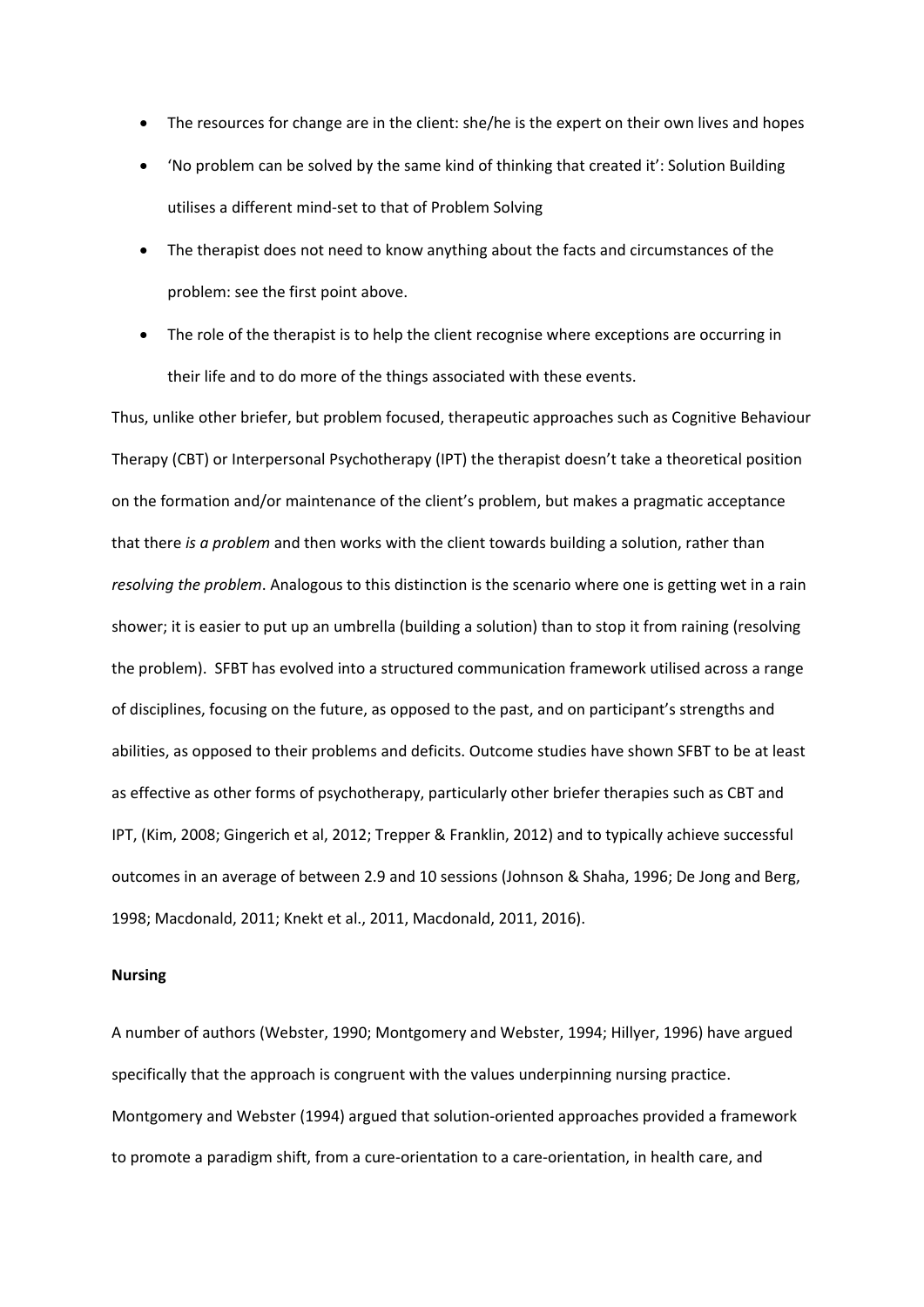- The resources for change are in the client: she/he is the expert on their own lives and hopes
- 'No problem can be solved by the same kind of thinking that created it': Solution Building utilises a different mind-set to that of Problem Solving
- The therapist does not need to know anything about the facts and circumstances of the problem: see the first point above.
- The role of the therapist is to help the client recognise where exceptions are occurring in their life and to do more of the things associated with these events.

Thus, unlike other briefer, but problem focused, therapeutic approaches such as Cognitive Behaviour Therapy (CBT) or Interpersonal Psychotherapy (IPT) the therapist doesn't take a theoretical position on the formation and/or maintenance of the client's problem, but makes a pragmatic acceptance that there *is a problem* and then works with the client towards building a solution, rather than *resolving the problem*. Analogous to this distinction is the scenario where one is getting wet in a rain shower; it is easier to put up an umbrella (building a solution) than to stop it from raining (resolving the problem). SFBT has evolved into a structured communication framework utilised across a range of disciplines, focusing on the future, as opposed to the past, and on participant's strengths and abilities, as opposed to their problems and deficits. Outcome studies have shown SFBT to be at least as effective as other forms of psychotherapy, particularly other briefer therapies such as CBT and IPT, (Kim, 2008; Gingerich et al, 2012; Trepper & Franklin, 2012) and to typically achieve successful outcomes in an average of between 2.9 and 10 sessions (Johnson & Shaha, 1996; De Jong and Berg, 1998; Macdonald, 2011; Knekt et al., 2011, Macdonald, 2011, 2016).

**Nursing**

A number of authors (Webster, 1990; Montgomery and Webster, 1994; Hillyer, 1996) have argued specifically that the approach is congruent with the values underpinning nursing practice. Montgomery and Webster (1994) argued that solution-oriented approaches provided a framework to promote a paradigm shift, from a cure-orientation to a care-orientation, in health care, and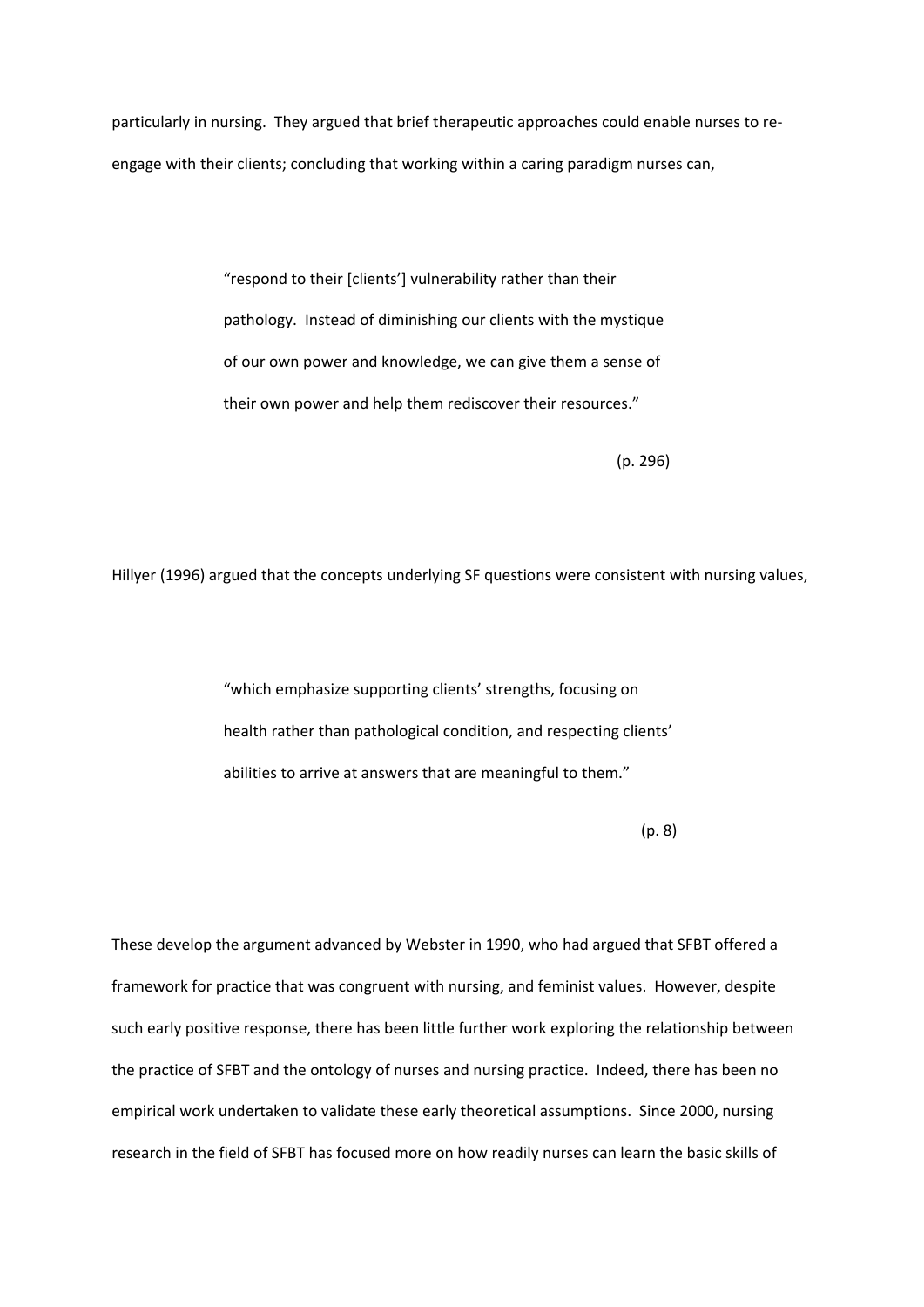particularly in nursing. They argued that brief therapeutic approaches could enable nurses to re-engage with their clients; concluding that working within a caring paradigm nurses can,

> "respond to their [clients'] vulnerability rather than their pathology. Instead of diminishing our clients with the mystique of our own power and knowledge, we can give them a sense of their own power and help them rediscover their resources."
>
> (p. 296)

Hillyer (1996) argued that the concepts underlying SF questions were consistent with nursing values,

> "which emphasize supporting clients' strengths, focusing on health rather than pathological condition, and respecting clients' abilities to arrive at answers that are meaningful to them."
>
> (p. 8)

These develop the argument advanced by Webster in 1990, who had argued that SFBT offered a framework for practice that was congruent with nursing, and feminist values. However, despite such early positive response, there has been little further work exploring the relationship between the practice of SFBT and the ontology of nurses and nursing practice. Indeed, there has been no empirical work undertaken to validate these early theoretical assumptions. Since 2000, nursing research in the field of SFBT has focused more on how readily nurses can learn the basic skills of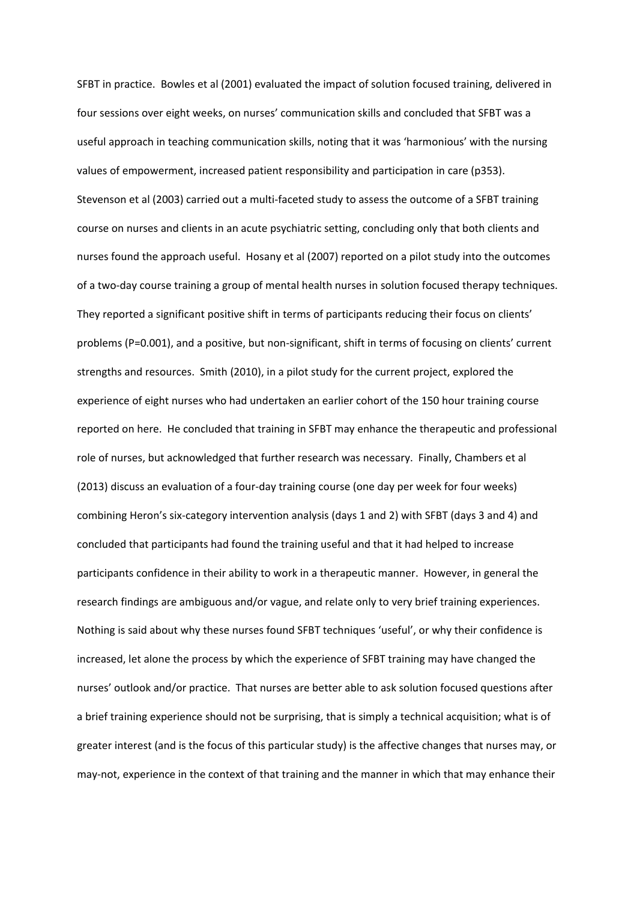SFBT in practice. Bowles et al (2001) evaluated the impact of solution focused training, delivered in four sessions over eight weeks, on nurses' communication skills and concluded that SFBT was a useful approach in teaching communication skills, noting that it was 'harmonious' with the nursing values of empowerment, increased patient responsibility and participation in care (p353). Stevenson et al (2003) carried out a multi-faceted study to assess the outcome of a SFBT training course on nurses and clients in an acute psychiatric setting, concluding only that both clients and nurses found the approach useful. Hosany et al (2007) reported on a pilot study into the outcomes of a two-day course training a group of mental health nurses in solution focused therapy techniques. They reported a significant positive shift in terms of participants reducing their focus on clients' problems ($P=0.001$), and a positive, but non-significant, shift in terms of focusing on clients' current strengths and resources. Smith (2010), in a pilot study for the current project, explored the experience of eight nurses who had undertaken an earlier cohort of the 150 hour training course reported on here. He concluded that training in SFBT may enhance the therapeutic and professional role of nurses, but acknowledged that further research was necessary. Finally, Chambers et al (2013) discuss an evaluation of a four-day training course (one day per week for four weeks) combining Heron's six-category intervention analysis (days 1 and 2) with SFBT (days 3 and 4) and concluded that participants had found the training useful and that it had helped to increase participants confidence in their ability to work in a therapeutic manner. However, in general the research findings are ambiguous and/or vague, and relate only to very brief training experiences. Nothing is said about why these nurses found SFBT techniques 'useful', or why their confidence is increased, let alone the process by which the experience of SFBT training may have changed the nurses' outlook and/or practice. That nurses are better able to ask solution focused questions after a brief training experience should not be surprising, that is simply a technical acquisition; what is of greater interest (and is the focus of this particular study) is the affective changes that nurses may, or may-not, experience in the context of that training and the manner in which that may enhance their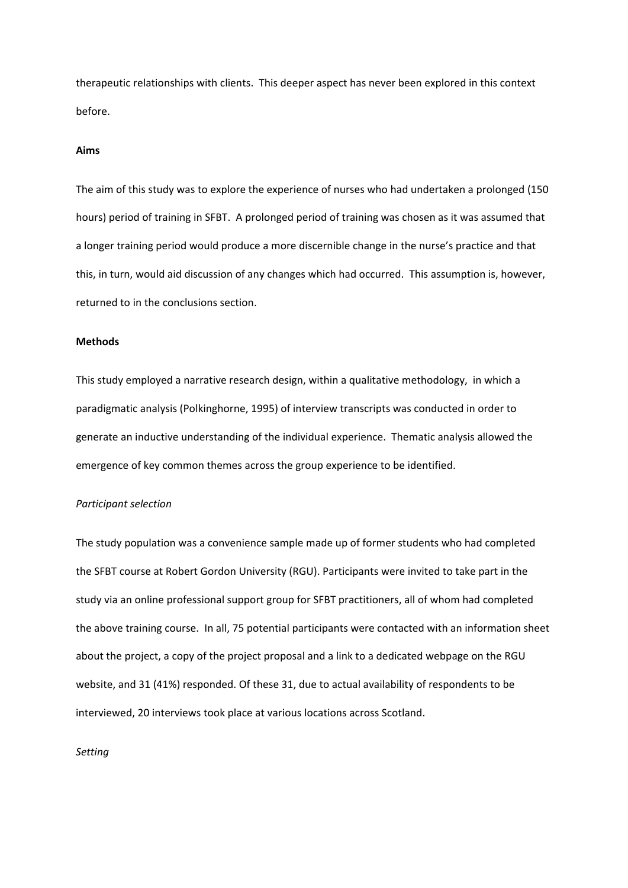therapeutic relationships with clients. This deeper aspect has never been explored in this context before.

**Aims**

The aim of this study was to explore the experience of nurses who had undertaken a prolonged (150 hours) period of training in SFBT. A prolonged period of training was chosen as it was assumed that a longer training period would produce a more discernible change in the nurse's practice and that this, in turn, would aid discussion of any changes which had occurred. This assumption is, however, returned to in the conclusions section.

**Methods**

This study employed a narrative research design, within a qualitative methodology, in which a paradigmatic analysis (Polkinghorne, 1995) of interview transcripts was conducted in order to generate an inductive understanding of the individual experience. Thematic analysis allowed the emergence of key common themes across the group experience to be identified.

*Participant selection*

The study population was a convenience sample made up of former students who had completed the SFBT course at Robert Gordon University (RGU). Participants were invited to take part in the study via an online professional support group for SFBT practitioners, all of whom had completed the above training course. In all, 75 potential participants were contacted with an information sheet about the project, a copy of the project proposal and a link to a dedicated webpage on the RGU website, and 31 (41%) responded. Of these 31, due to actual availability of respondents to be interviewed, 20 interviews took place at various locations across Scotland.

*Setting*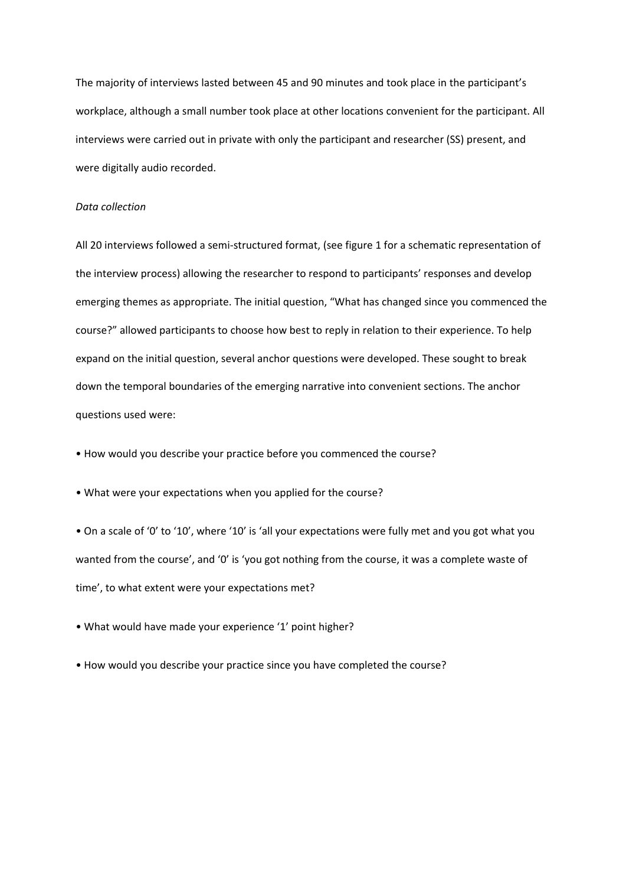The majority of interviews lasted between 45 and 90 minutes and took place in the participant's workplace, although a small number took place at other locations convenient for the participant. All interviews were carried out in private with only the participant and researcher (SS) present, and were digitally audio recorded.

*Data collection*

All 20 interviews followed a semi-structured format, (see figure 1 for a schematic representation of the interview process) allowing the researcher to respond to participants' responses and develop emerging themes as appropriate. The initial question, "What has changed since you commenced the course?" allowed participants to choose how best to reply in relation to their experience. To help expand on the initial question, several anchor questions were developed. These sought to break down the temporal boundaries of the emerging narrative into convenient sections. The anchor questions used were:

- How would you describe your practice before you commenced the course?
- What were your expectations when you applied for the course?
- On a scale of '0' to '10', where '10' is 'all your expectations were fully met and you got what you wanted from the course', and '0' is 'you got nothing from the course, it was a complete waste of time', to what extent were your expectations met?
- What would have made your experience '1' point higher?
- How would you describe your practice since you have completed the course?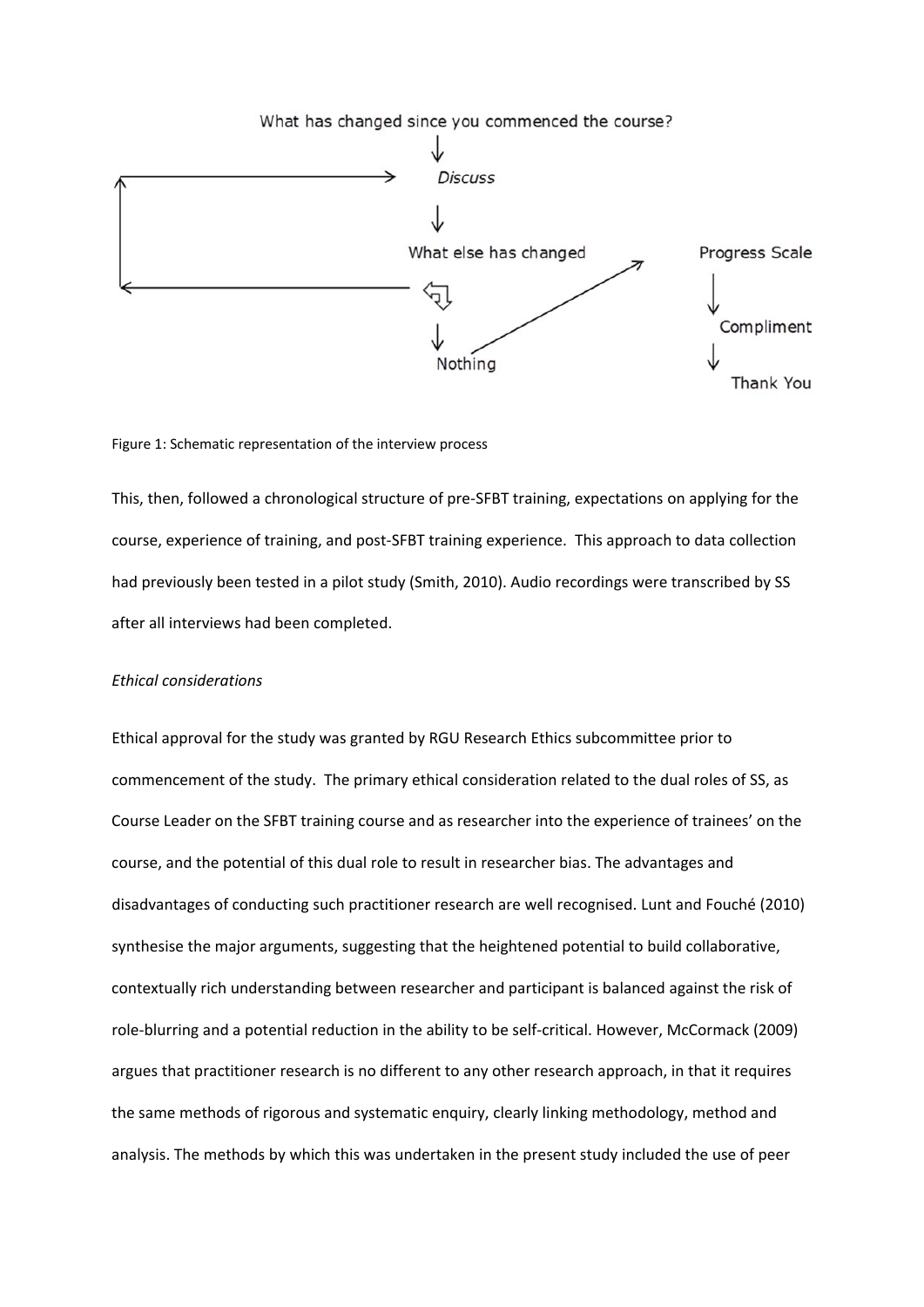What has changed since you commenced the course?

*Discuss*

What else has changed

Nothing

Progress Scale

Compliment

Thank You

Figure 1: Schematic representation of the interview process

This, then, followed a chronological structure of pre-SFBT training, expectations on applying for the course, experience of training, and post-SFBT training experience. This approach to data collection had previously been tested in a pilot study (Smith, 2010). Audio recordings were transcribed by SS after all interviews had been completed.

*Ethical considerations*

Ethical approval for the study was granted by RGU Research Ethics subcommittee prior to commencement of the study. The primary ethical consideration related to the dual roles of SS, as Course Leader on the SFBT training course and as researcher into the experience of trainees' on the course, and the potential of this dual role to result in researcher bias. The advantages and disadvantages of conducting such practitioner research are well recognised. Lunt and Fouché (2010) synthesise the major arguments, suggesting that the heightened potential to build collaborative, contextually rich understanding between researcher and participant is balanced against the risk of role-blurring and a potential reduction in the ability to be self-critical. However, McCormack (2009) argues that practitioner research is no different to any other research approach, in that it requires the same methods of rigorous and systematic enquiry, clearly linking methodology, method and analysis. The methods by which this was undertaken in the present study included the use of peer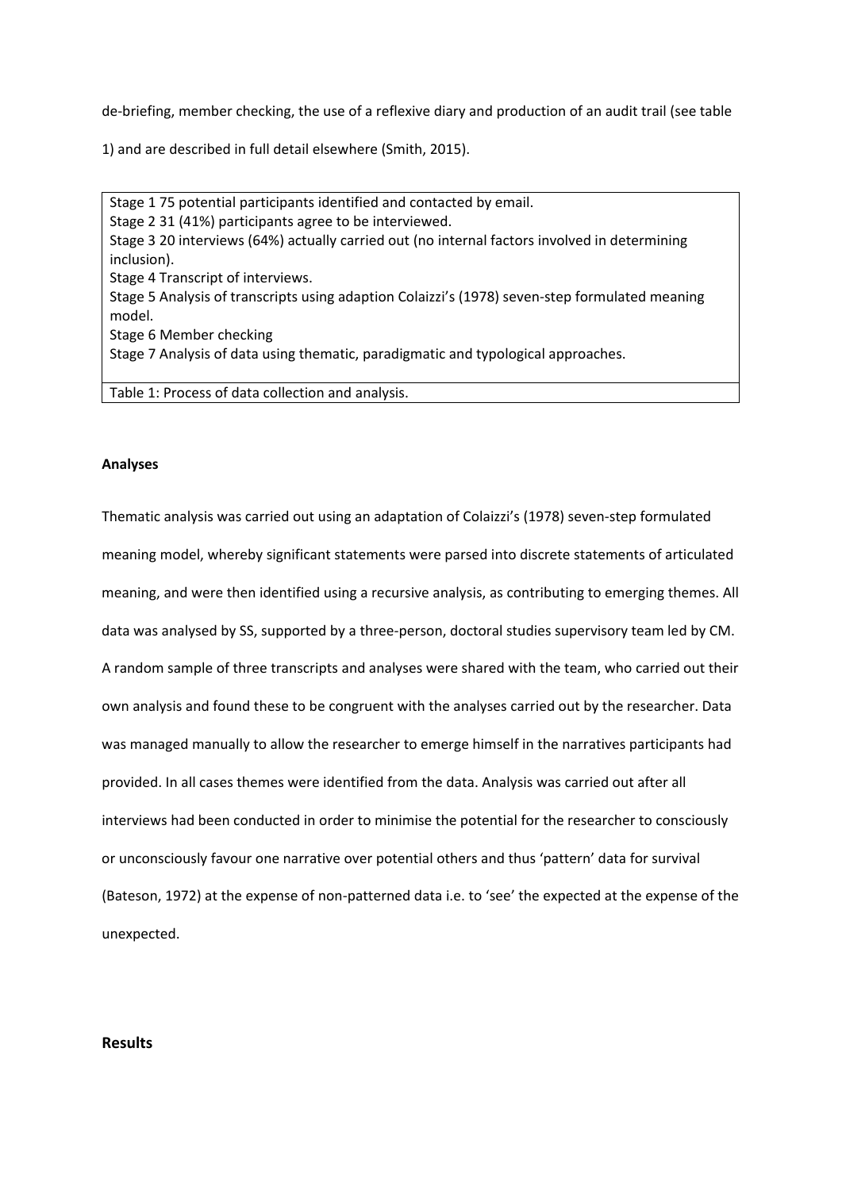de-briefing, member checking, the use of a reflexive diary and production of an audit trail (see table 1) and are described in full detail elsewhere (Smith, 2015).

| |
|---|
| Stage 1 75 potential participants identified and contacted by email.<br>Stage 2 31 (41%) participants agree to be interviewed.<br>Stage 3 20 interviews (64%) actually carried out (no internal factors involved in determining inclusion).<br>Stage 4 Transcript of interviews.<br>Stage 5 Analysis of transcripts using adaption Colaizzi's (1978) seven-step formulated meaning model.<br>Stage 6 Member checking<br>Stage 7 Analysis of data using thematic, paradigmatic and typological approaches. |
| Table 1: Process of data collection and analysis. |

**Analyses**

Thematic analysis was carried out using an adaptation of Colaizzi's (1978) seven-step formulated meaning model, whereby significant statements were parsed into discrete statements of articulated meaning, and were then identified using a recursive analysis, as contributing to emerging themes. All data was analysed by SS, supported by a three-person, doctoral studies supervisory team led by CM. A random sample of three transcripts and analyses were shared with the team, who carried out their own analysis and found these to be congruent with the analyses carried out by the researcher. Data was managed manually to allow the researcher to emerge himself in the narratives participants had provided. In all cases themes were identified from the data. Analysis was carried out after all interviews had been conducted in order to minimise the potential for the researcher to consciously or unconsciously favour one narrative over potential others and thus 'pattern' data for survival (Bateson, 1972) at the expense of non-patterned data i.e. to 'see' the expected at the expense of the unexpected.

## Results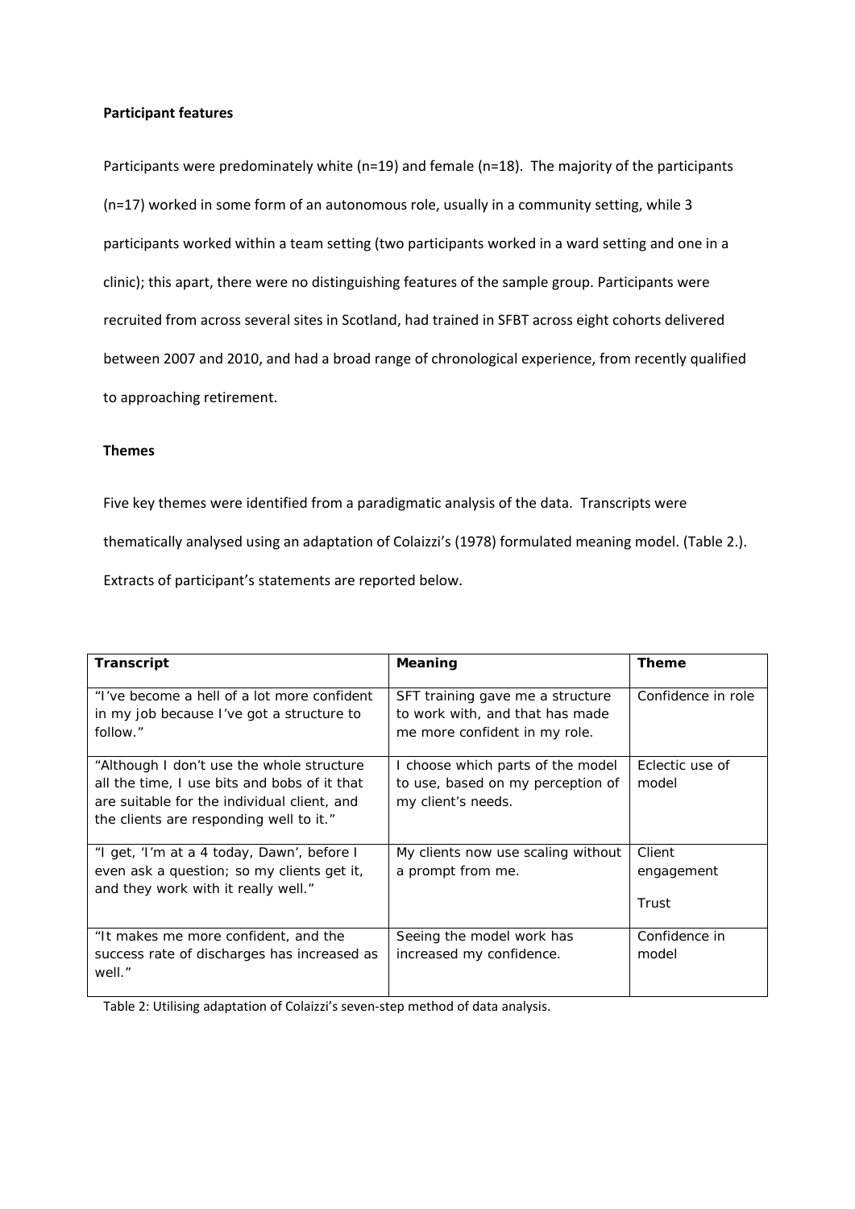**Participant features**

Participants were predominately white (n=19) and female (n=18). The majority of the participants (n=17) worked in some form of an autonomous role, usually in a community setting, while 3 participants worked within a team setting (two participants worked in a ward setting and one in a clinic); this apart, there were no distinguishing features of the sample group. Participants were recruited from across several sites in Scotland, had trained in SFBT across eight cohorts delivered between 2007 and 2010, and had a broad range of chronological experience, from recently qualified to approaching retirement.

**Themes**

Five key themes were identified from a paradigmatic analysis of the data. Transcripts were thematically analysed using an adaptation of Colaizzi's (1978) formulated meaning model. (Table 2.). Extracts of participant's statements are reported below.

| **Transcript** | **Meaning** | **Theme** |
|---|---|---|
| "I've become a hell of a lot more confident in my job because I've got a structure to follow." | SFT training gave me a structure to work with, and that has made me more confident in my role. | Confidence in role |
| "Although I don't use the whole structure all the time, I use bits and bobs of it that are suitable for the individual client, and the clients are responding well to it." | I choose which parts of the model to use, based on my perception of my client's needs. | Eclectic use of model |
| "I get, 'I'm at a 4 today, Dawn', before I even ask a question; so my clients get it, and they work with it really well." | My clients now use scaling without a prompt from me. | Client engagement<br><br>Trust |
| "It makes me more confident, and the success rate of discharges has increased as well." | Seeing the model work has increased my confidence. | Confidence in model |

Table 2: Utilising adaptation of Colaizzi's seven-step method of data analysis.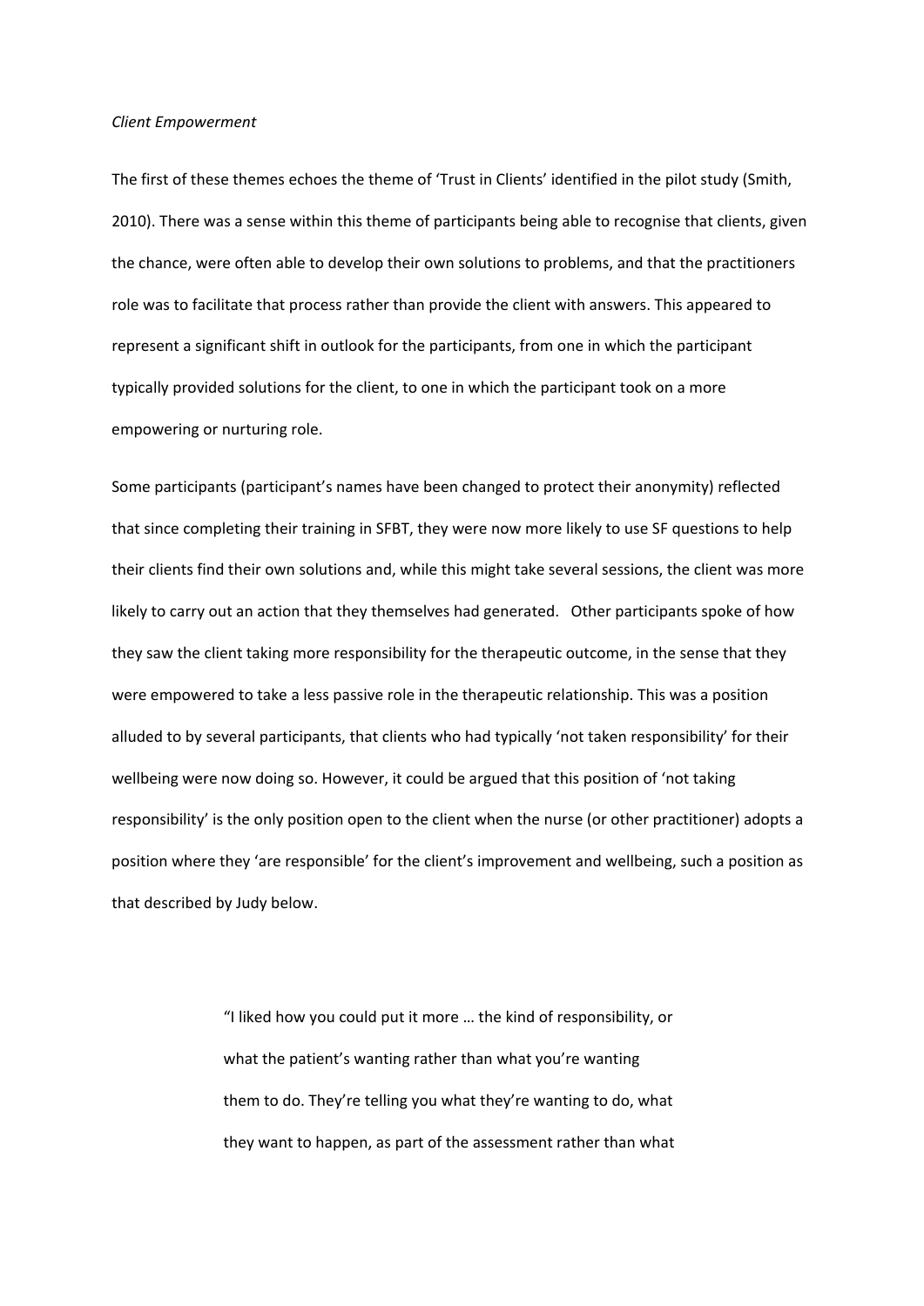*Client Empowerment*

The first of these themes echoes the theme of 'Trust in Clients' identified in the pilot study (Smith, 2010). There was a sense within this theme of participants being able to recognise that clients, given the chance, were often able to develop their own solutions to problems, and that the practitioners role was to facilitate that process rather than provide the client with answers. This appeared to represent a significant shift in outlook for the participants, from one in which the participant typically provided solutions for the client, to one in which the participant took on a more empowering or nurturing role.

Some participants (participant's names have been changed to protect their anonymity) reflected that since completing their training in SFBT, they were now more likely to use SF questions to help their clients find their own solutions and, while this might take several sessions, the client was more likely to carry out an action that they themselves had generated. Other participants spoke of how they saw the client taking more responsibility for the therapeutic outcome, in the sense that they were empowered to take a less passive role in the therapeutic relationship. This was a position alluded to by several participants, that clients who had typically 'not taken responsibility' for their wellbeing were now doing so. However, it could be argued that this position of 'not taking responsibility' is the only position open to the client when the nurse (or other practitioner) adopts a position where they 'are responsible' for the client's improvement and wellbeing, such a position as that described by Judy below.

> "I liked how you could put it more … the kind of responsibility, or what the patient's wanting rather than what you're wanting them to do. They're telling you what they're wanting to do, what they want to happen, as part of the assessment rather than what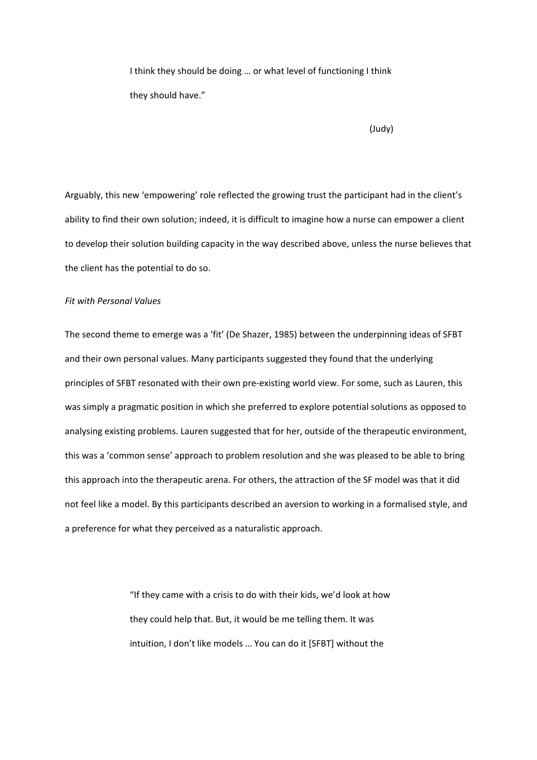> I think they should be doing … or what level of functioning I think they should have."
>
> (Judy)

Arguably, this new 'empowering' role reflected the growing trust the participant had in the client's ability to find their own solution; indeed, it is difficult to imagine how a nurse can empower a client to develop their solution building capacity in the way described above, unless the nurse believes that the client has the potential to do so.

*Fit with Personal Values*

The second theme to emerge was a 'fit' (De Shazer, 1985) between the underpinning ideas of SFBT and their own personal values. Many participants suggested they found that the underlying principles of SFBT resonated with their own pre-existing world view. For some, such as Lauren, this was simply a pragmatic position in which she preferred to explore potential solutions as opposed to analysing existing problems. Lauren suggested that for her, outside of the therapeutic environment, this was a 'common sense' approach to problem resolution and she was pleased to be able to bring this approach into the therapeutic arena. For others, the attraction of the SF model was that it did not feel like a model. By this participants described an aversion to working in a formalised style, and a preference for what they perceived as a naturalistic approach.

> "If they came with a crisis to do with their kids, we'd look at how they could help that. But, it would be me telling them. It was intuition, I don't like models … You can do it [SFBT] without the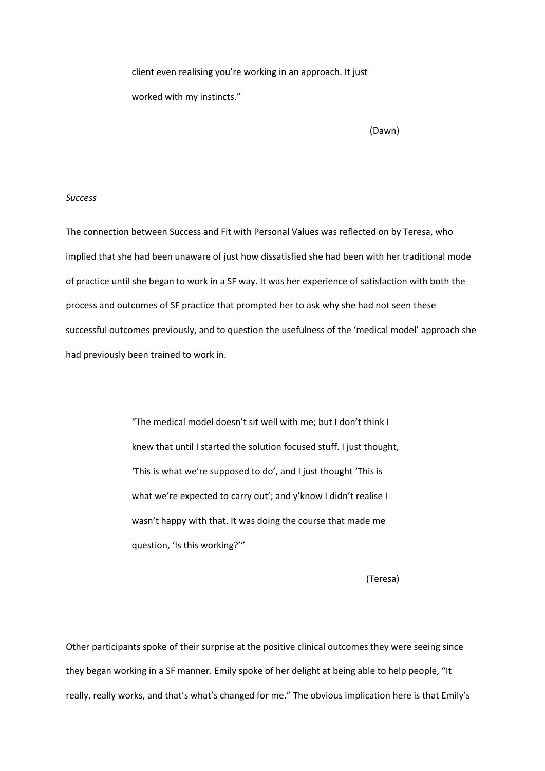> client even realising you're working in an approach. It just worked with my instincts."
>
> (Dawn)

*Success*

The connection between Success and Fit with Personal Values was reflected on by Teresa, who implied that she had been unaware of just how dissatisfied she had been with her traditional mode of practice until she began to work in a SF way. It was her experience of satisfaction with both the process and outcomes of SF practice that prompted her to ask why she had not seen these successful outcomes previously, and to question the usefulness of the 'medical model' approach she had previously been trained to work in.

> "The medical model doesn't sit well with me; but I don't think I knew that until I started the solution focused stuff. I just thought, 'This is what we're supposed to do', and I just thought 'This is what we're expected to carry out'; and y'know I didn't realise I wasn't happy with that. It was doing the course that made me question, 'Is this working?'"
>
> (Teresa)

Other participants spoke of their surprise at the positive clinical outcomes they were seeing since they began working in a SF manner. Emily spoke of her delight at being able to help people, "It really, really works, and that's what's changed for me." The obvious implication here is that Emily's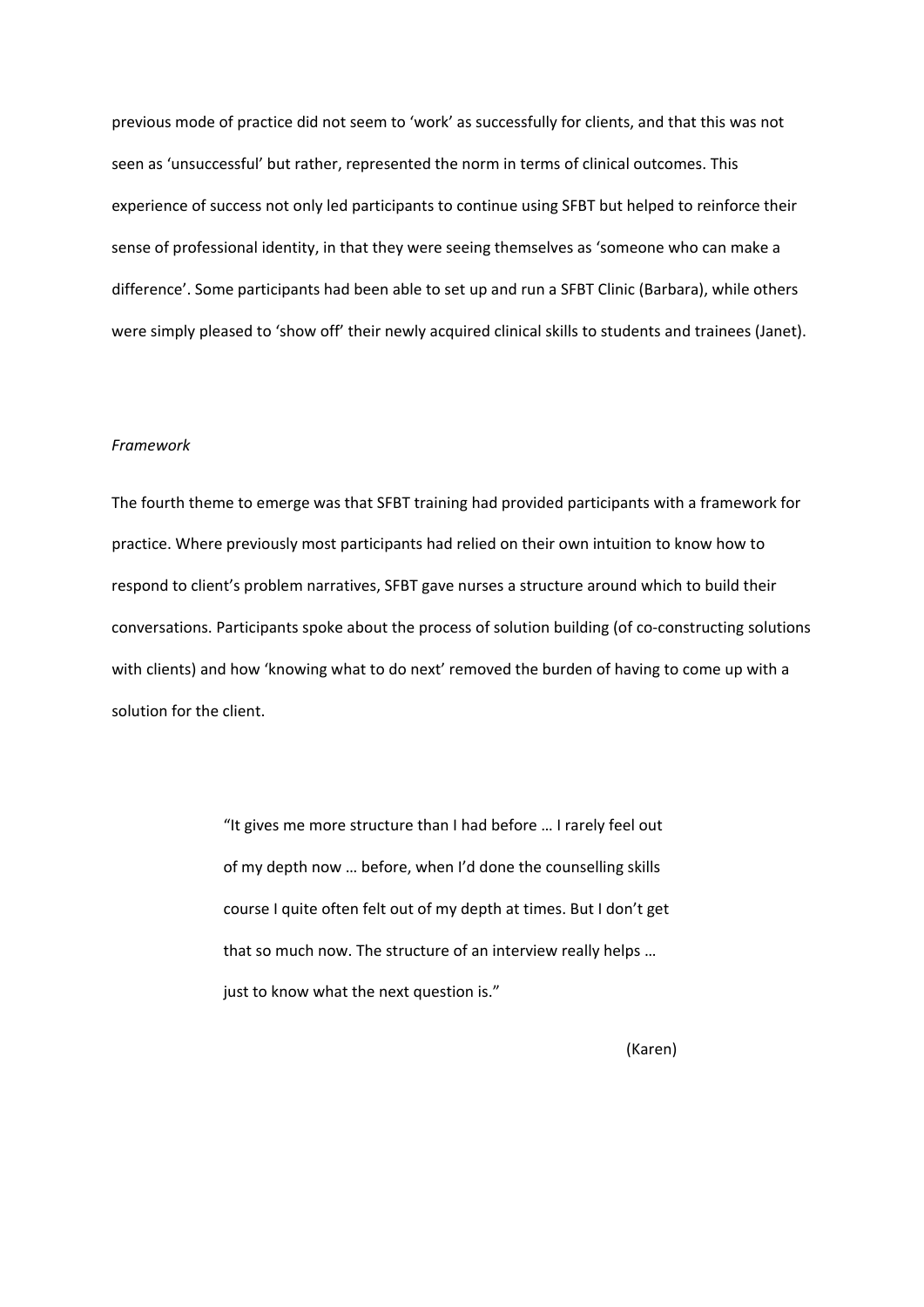previous mode of practice did not seem to 'work' as successfully for clients, and that this was not seen as 'unsuccessful' but rather, represented the norm in terms of clinical outcomes. This experience of success not only led participants to continue using SFBT but helped to reinforce their sense of professional identity, in that they were seeing themselves as 'someone who can make a difference'. Some participants had been able to set up and run a SFBT Clinic (Barbara), while others were simply pleased to 'show off' their newly acquired clinical skills to students and trainees (Janet).

*Framework*

The fourth theme to emerge was that SFBT training had provided participants with a framework for practice. Where previously most participants had relied on their own intuition to know how to respond to client's problem narratives, SFBT gave nurses a structure around which to build their conversations. Participants spoke about the process of solution building (of co-constructing solutions with clients) and how 'knowing what to do next' removed the burden of having to come up with a solution for the client.

> "It gives me more structure than I had before … I rarely feel out of my depth now … before, when I'd done the counselling skills course I quite often felt out of my depth at times. But I don't get that so much now. The structure of an interview really helps … just to know what the next question is."
>
> (Karen)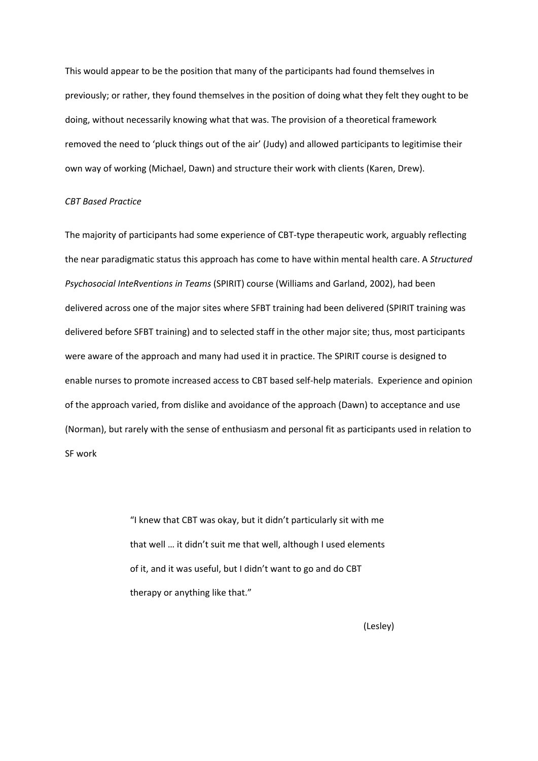This would appear to be the position that many of the participants had found themselves in previously; or rather, they found themselves in the position of doing what they felt they ought to be doing, without necessarily knowing what that was. The provision of a theoretical framework removed the need to 'pluck things out of the air' (Judy) and allowed participants to legitimise their own way of working (Michael, Dawn) and structure their work with clients (Karen, Drew).

*CBT Based Practice*

The majority of participants had some experience of CBT-type therapeutic work, arguably reflecting the near paradigmatic status this approach has come to have within mental health care. A *Structured Psychosocial InteRventions in Teams* (SPIRIT) course (Williams and Garland, 2002), had been delivered across one of the major sites where SFBT training had been delivered (SPIRIT training was delivered before SFBT training) and to selected staff in the other major site; thus, most participants were aware of the approach and many had used it in practice. The SPIRIT course is designed to enable nurses to promote increased access to CBT based self-help materials. Experience and opinion of the approach varied, from dislike and avoidance of the approach (Dawn) to acceptance and use (Norman), but rarely with the sense of enthusiasm and personal fit as participants used in relation to SF work

> "I knew that CBT was okay, but it didn't particularly sit with me that well … it didn't suit me that well, although I used elements of it, and it was useful, but I didn't want to go and do CBT therapy or anything like that."
>
> (Lesley)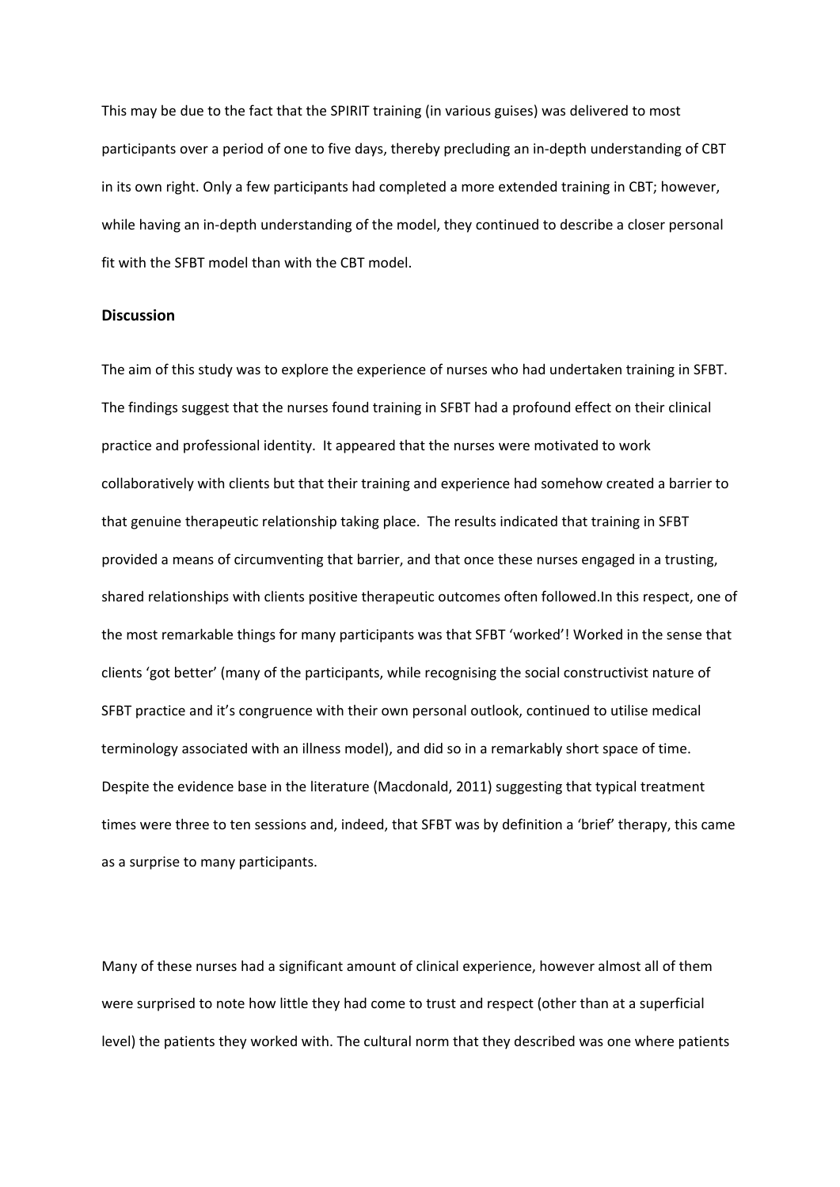This may be due to the fact that the SPIRIT training (in various guises) was delivered to most participants over a period of one to five days, thereby precluding an in-depth understanding of CBT in its own right. Only a few participants had completed a more extended training in CBT; however, while having an in-depth understanding of the model, they continued to describe a closer personal fit with the SFBT model than with the CBT model.

## Discussion

The aim of this study was to explore the experience of nurses who had undertaken training in SFBT. The findings suggest that the nurses found training in SFBT had a profound effect on their clinical practice and professional identity. It appeared that the nurses were motivated to work collaboratively with clients but that their training and experience had somehow created a barrier to that genuine therapeutic relationship taking place. The results indicated that training in SFBT provided a means of circumventing that barrier, and that once these nurses engaged in a trusting, shared relationships with clients positive therapeutic outcomes often followed.In this respect, one of the most remarkable things for many participants was that SFBT 'worked'! Worked in the sense that clients 'got better' (many of the participants, while recognising the social constructivist nature of SFBT practice and it's congruence with their own personal outlook, continued to utilise medical terminology associated with an illness model), and did so in a remarkably short space of time. Despite the evidence base in the literature (Macdonald, 2011) suggesting that typical treatment times were three to ten sessions and, indeed, that SFBT was by definition a 'brief' therapy, this came as a surprise to many participants.

Many of these nurses had a significant amount of clinical experience, however almost all of them were surprised to note how little they had come to trust and respect (other than at a superficial level) the patients they worked with. The cultural norm that they described was one where patients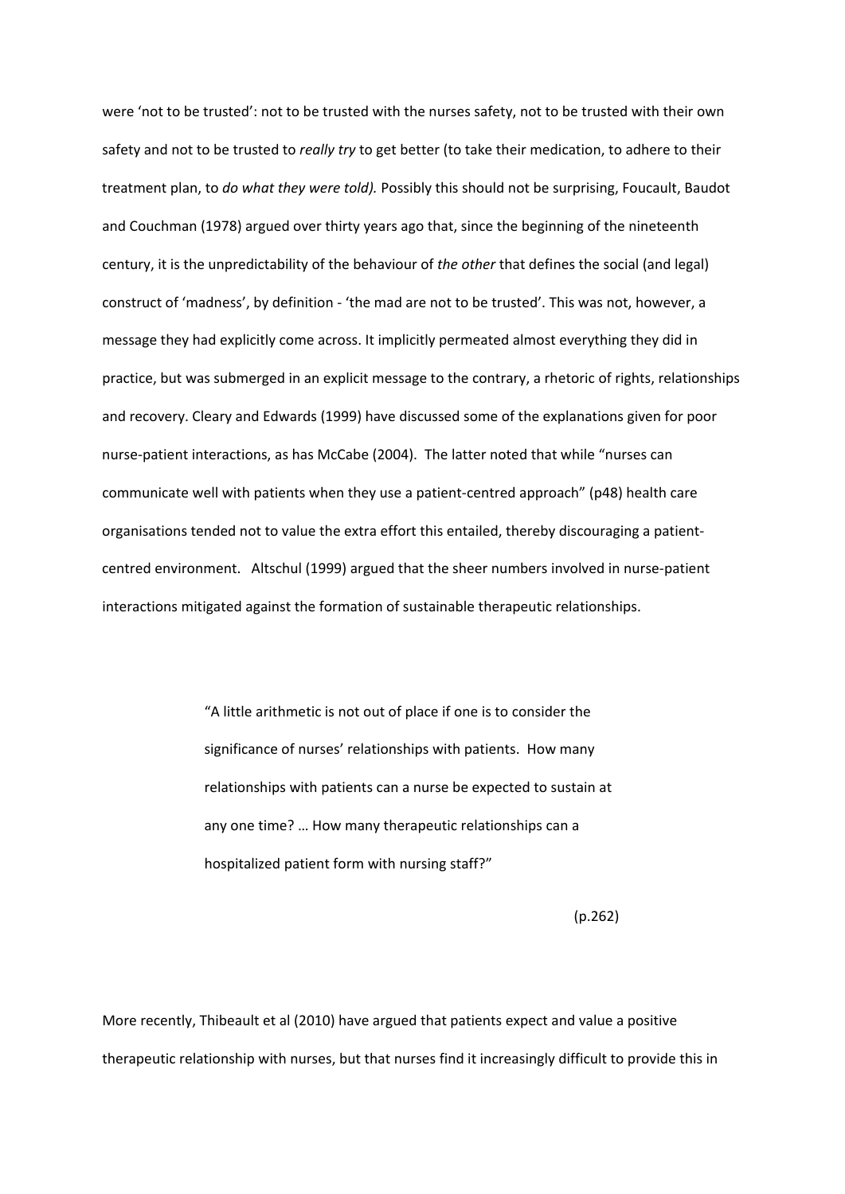were 'not to be trusted': not to be trusted with the nurses safety, not to be trusted with their own safety and not to be trusted to *really try* to get better (to take their medication, to adhere to their treatment plan, to *do what they were told).* Possibly this should not be surprising, Foucault, Baudot and Couchman (1978) argued over thirty years ago that, since the beginning of the nineteenth century, it is the unpredictability of the behaviour of *the other* that defines the social (and legal) construct of 'madness', by definition - 'the mad are not to be trusted'. This was not, however, a message they had explicitly come across. It implicitly permeated almost everything they did in practice, but was submerged in an explicit message to the contrary, a rhetoric of rights, relationships and recovery. Cleary and Edwards (1999) have discussed some of the explanations given for poor nurse-patient interactions, as has McCabe (2004). The latter noted that while "nurses can communicate well with patients when they use a patient-centred approach" (p48) health care organisations tended not to value the extra effort this entailed, thereby discouraging a patient-centred environment. Altschul (1999) argued that the sheer numbers involved in nurse-patient interactions mitigated against the formation of sustainable therapeutic relationships.

> "A little arithmetic is not out of place if one is to consider the significance of nurses' relationships with patients. How many relationships with patients can a nurse be expected to sustain at any one time? … How many therapeutic relationships can a hospitalized patient form with nursing staff?"
>
> (p.262)

More recently, Thibeault et al (2010) have argued that patients expect and value a positive therapeutic relationship with nurses, but that nurses find it increasingly difficult to provide this in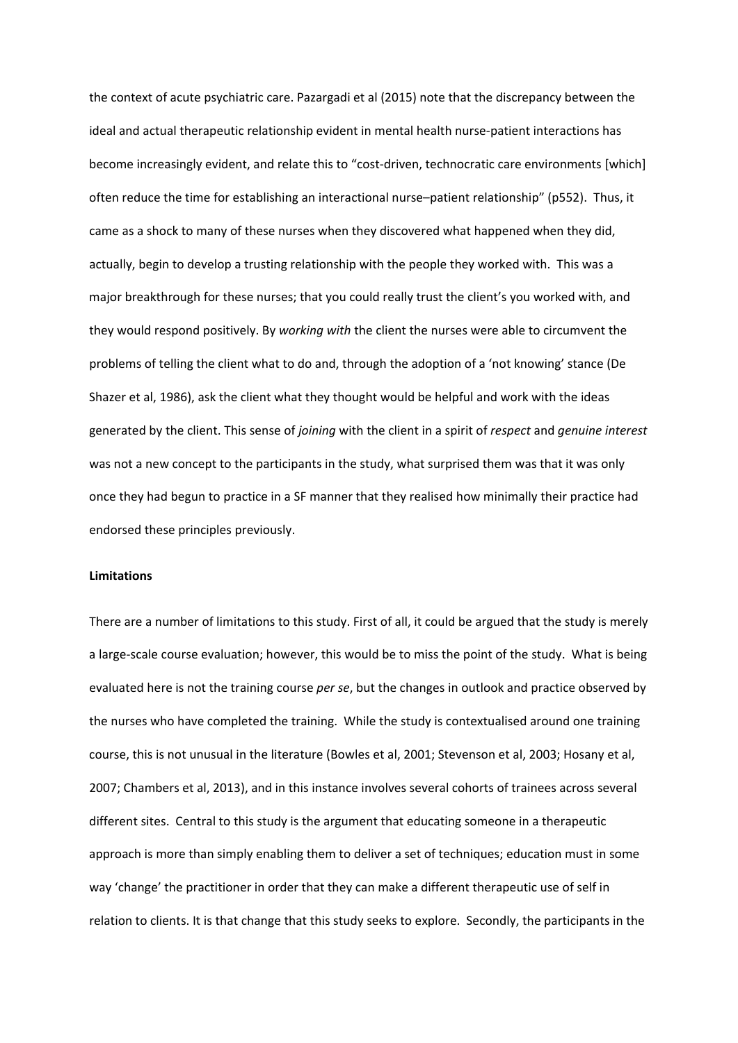the context of acute psychiatric care. Pazargadi et al (2015) note that the discrepancy between the ideal and actual therapeutic relationship evident in mental health nurse-patient interactions has become increasingly evident, and relate this to "cost-driven, technocratic care environments [which] often reduce the time for establishing an interactional nurse–patient relationship" (p552). Thus, it came as a shock to many of these nurses when they discovered what happened when they did, actually, begin to develop a trusting relationship with the people they worked with. This was a major breakthrough for these nurses; that you could really trust the client's you worked with, and they would respond positively. By *working with* the client the nurses were able to circumvent the problems of telling the client what to do and, through the adoption of a 'not knowing' stance (De Shazer et al, 1986), ask the client what they thought would be helpful and work with the ideas generated by the client. This sense of *joining* with the client in a spirit of *respect* and *genuine interest* was not a new concept to the participants in the study, what surprised them was that it was only once they had begun to practice in a SF manner that they realised how minimally their practice had endorsed these principles previously.

**Limitations**

There are a number of limitations to this study. First of all, it could be argued that the study is merely a large-scale course evaluation; however, this would be to miss the point of the study. What is being evaluated here is not the training course *per se*, but the changes in outlook and practice observed by the nurses who have completed the training. While the study is contextualised around one training course, this is not unusual in the literature (Bowles et al, 2001; Stevenson et al, 2003; Hosany et al, 2007; Chambers et al, 2013), and in this instance involves several cohorts of trainees across several different sites. Central to this study is the argument that educating someone in a therapeutic approach is more than simply enabling them to deliver a set of techniques; education must in some way 'change' the practitioner in order that they can make a different therapeutic use of self in relation to clients. It is that change that this study seeks to explore. Secondly, the participants in the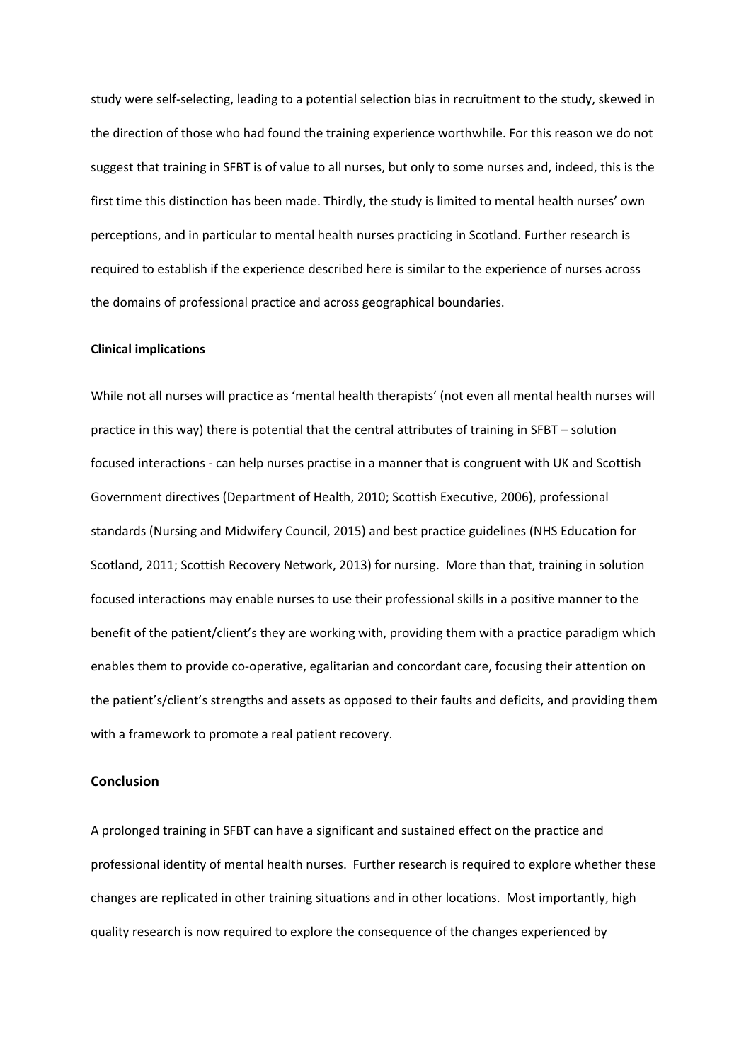study were self-selecting, leading to a potential selection bias in recruitment to the study, skewed in the direction of those who had found the training experience worthwhile. For this reason we do not suggest that training in SFBT is of value to all nurses, but only to some nurses and, indeed, this is the first time this distinction has been made. Thirdly, the study is limited to mental health nurses' own perceptions, and in particular to mental health nurses practicing in Scotland. Further research is required to establish if the experience described here is similar to the experience of nurses across the domains of professional practice and across geographical boundaries.

### Clinical implications

While not all nurses will practice as 'mental health therapists' (not even all mental health nurses will practice in this way) there is potential that the central attributes of training in SFBT – solution focused interactions - can help nurses practise in a manner that is congruent with UK and Scottish Government directives (Department of Health, 2010; Scottish Executive, 2006), professional standards (Nursing and Midwifery Council, 2015) and best practice guidelines (NHS Education for Scotland, 2011; Scottish Recovery Network, 2013) for nursing. More than that, training in solution focused interactions may enable nurses to use their professional skills in a positive manner to the benefit of the patient/client's they are working with, providing them with a practice paradigm which enables them to provide co-operative, egalitarian and concordant care, focusing their attention on the patient's/client's strengths and assets as opposed to their faults and deficits, and providing them with a framework to promote a real patient recovery.

## Conclusion

A prolonged training in SFBT can have a significant and sustained effect on the practice and professional identity of mental health nurses. Further research is required to explore whether these changes are replicated in other training situations and in other locations. Most importantly, high quality research is now required to explore the consequence of the changes experienced by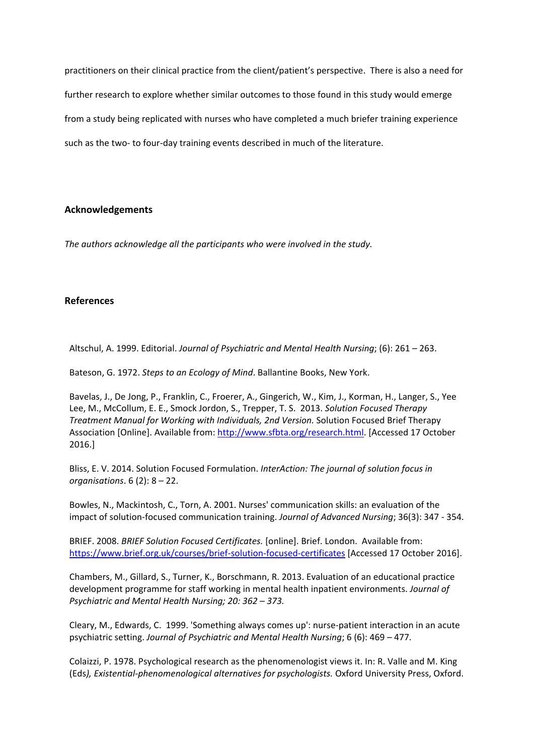practitioners on their clinical practice from the client/patient's perspective. There is also a need for further research to explore whether similar outcomes to those found in this study would emerge from a study being replicated with nurses who have completed a much briefer training experience such as the two- to four-day training events described in much of the literature.

## Acknowledgements

*The authors acknowledge all the participants who were involved in the study.*

## References

Altschul, A. 1999. Editorial. *Journal of Psychiatric and Mental Health Nursing*; (6): 261 – 263.

Bateson, G. 1972. *Steps to an Ecology of Mind*. Ballantine Books, New York.

Bavelas, J., De Jong, P., Franklin, C., Froerer, A., Gingerich, W., Kim, J., Korman, H., Langer, S., Yee Lee, M., McCollum, E. E., Smock Jordon, S., Trepper, T. S. 2013. *Solution Focused Therapy Treatment Manual for Working with Individuals, 2nd Version.* Solution Focused Brief Therapy Association [Online]. Available from: http://www.sfbta.org/research.html. [Accessed 17 October 2016.]

Bliss, E. V. 2014. Solution Focused Formulation. *InterAction: The journal of solution focus in organisations*. 6 (2): 8 – 22.

Bowles, N., Mackintosh, C., Torn, A. 2001. Nurses' communication skills: an evaluation of the impact of solution-focused communication training. *Journal of Advanced Nursing*; 36(3): 347 - 354.

BRIEF. 2008. *BRIEF Solution Focused Certificates.* [online]. Brief. London. Available from: https://www.brief.org.uk/courses/brief-solution-focused-certificates [Accessed 17 October 2016].

Chambers, M., Gillard, S., Turner, K., Borschmann, R. 2013. Evaluation of an educational practice development programme for staff working in mental health inpatient environments. *Journal of Psychiatric and Mental Health Nursing; 20: 362 – 373.*

Cleary, M., Edwards, C. 1999. 'Something always comes up': nurse-patient interaction in an acute psychiatric setting. *Journal of Psychiatric and Mental Health Nursing*; 6 (6): 469 – 477.

Colaizzi, P. 1978. Psychological research as the phenomenologist views it. In: R. Valle and M. King (Eds*), Existential-phenomenological alternatives for psychologists.* Oxford University Press, Oxford.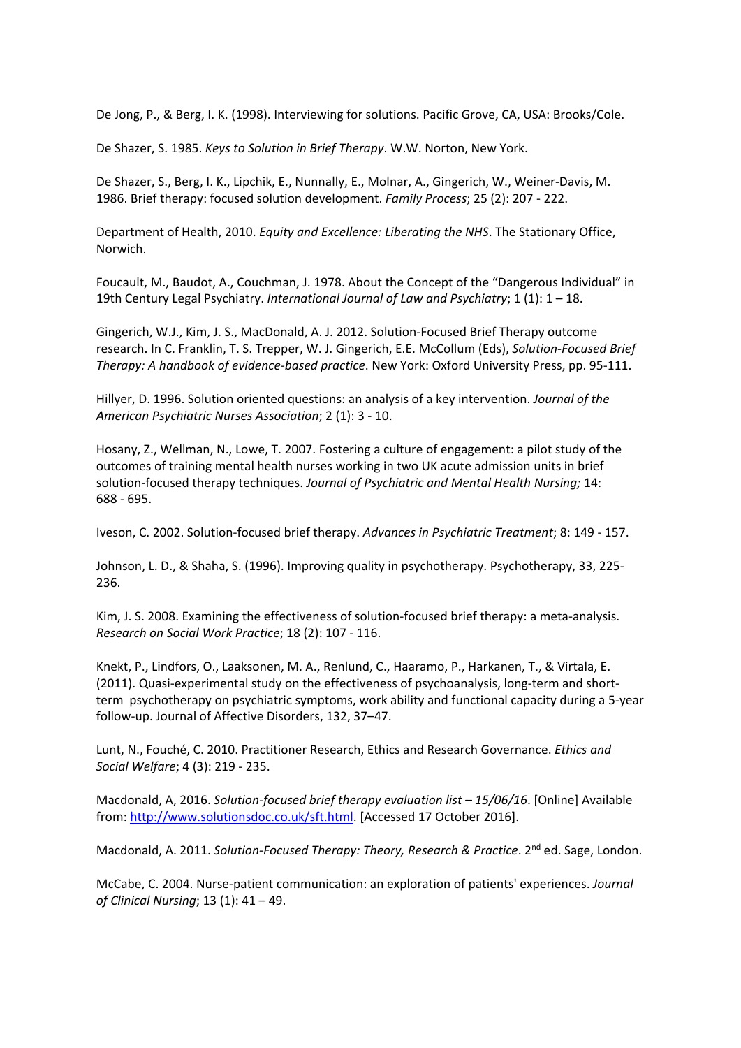De Jong, P., & Berg, I. K. (1998). Interviewing for solutions. Pacific Grove, CA, USA: Brooks/Cole.

De Shazer, S. 1985. *Keys to Solution in Brief Therapy*. W.W. Norton, New York.

De Shazer, S., Berg, I. K., Lipchik, E., Nunnally, E., Molnar, A., Gingerich, W., Weiner-Davis, M. 1986. Brief therapy: focused solution development. *Family Process*; 25 (2): 207 - 222.

Department of Health, 2010. *Equity and Excellence: Liberating the NHS*. The Stationary Office, Norwich.

Foucault, M., Baudot, A., Couchman, J. 1978. About the Concept of the "Dangerous Individual" in 19th Century Legal Psychiatry. *International Journal of Law and Psychiatry*; 1 (1): 1 – 18.

Gingerich, W.J., Kim, J. S., MacDonald, A. J. 2012. Solution-Focused Brief Therapy outcome research. In C. Franklin, T. S. Trepper, W. J. Gingerich, E.E. McCollum (Eds), *Solution-Focused Brief Therapy: A handbook of evidence-based practice*. New York: Oxford University Press, pp. 95-111.

Hillyer, D. 1996. Solution oriented questions: an analysis of a key intervention. *Journal of the American Psychiatric Nurses Association*; 2 (1): 3 - 10.

Hosany, Z., Wellman, N., Lowe, T. 2007. Fostering a culture of engagement: a pilot study of the outcomes of training mental health nurses working in two UK acute admission units in brief solution-focused therapy techniques. *Journal of Psychiatric and Mental Health Nursing;* 14: 688 - 695.

Iveson, C. 2002. Solution-focused brief therapy. *Advances in Psychiatric Treatment*; 8: 149 - 157.

Johnson, L. D., & Shaha, S. (1996). Improving quality in psychotherapy. Psychotherapy, 33, 225-236.

Kim, J. S. 2008. Examining the effectiveness of solution-focused brief therapy: a meta-analysis. *Research on Social Work Practice*; 18 (2): 107 - 116.

Knekt, P., Lindfors, O., Laaksonen, M. A., Renlund, C., Haaramo, P., Harkanen, T., & Virtala, E. (2011). Quasi-experimental study on the effectiveness of psychoanalysis, long-term and short-term psychotherapy on psychiatric symptoms, work ability and functional capacity during a 5-year follow-up. Journal of Affective Disorders, 132, 37–47.

Lunt, N., Fouché, C. 2010. Practitioner Research, Ethics and Research Governance. *Ethics and Social Welfare*; 4 (3): 219 - 235.

Macdonald, A, 2016. *Solution-focused brief therapy evaluation list – 15/06/16*. [Online] Available from: http://www.solutionsdoc.co.uk/sft.html. [Accessed 17 October 2016].

Macdonald, A. 2011. *Solution-Focused Therapy: Theory, Research & Practice*. 2nd ed. Sage, London.

McCabe, C. 2004. Nurse-patient communication: an exploration of patients' experiences. *Journal of Clinical Nursing*; 13 (1): 41 – 49.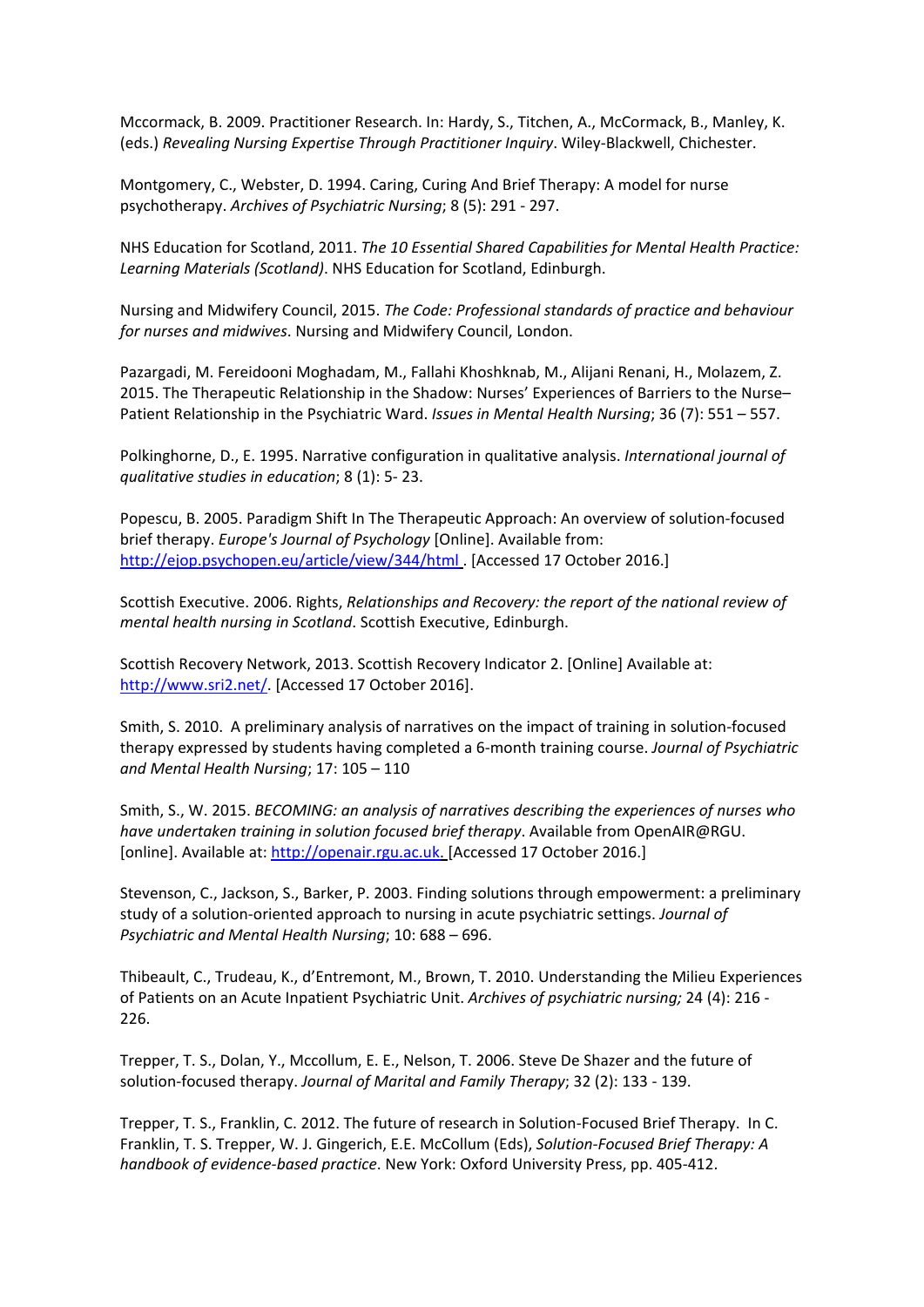Mccormack, B. 2009. Practitioner Research. In: Hardy, S., Titchen, A., McCormack, B., Manley, K. (eds.) *Revealing Nursing Expertise Through Practitioner Inquiry*. Wiley-Blackwell, Chichester.

Montgomery, C., Webster, D. 1994. Caring, Curing And Brief Therapy: A model for nurse psychotherapy. *Archives of Psychiatric Nursing*; 8 (5): 291 - 297.

NHS Education for Scotland, 2011. *The 10 Essential Shared Capabilities for Mental Health Practice: Learning Materials (Scotland)*. NHS Education for Scotland, Edinburgh.

Nursing and Midwifery Council, 2015. *The Code: Professional standards of practice and behaviour for nurses and midwives*. Nursing and Midwifery Council, London.

Pazargadi, M. Fereidooni Moghadam, M., Fallahi Khoshknab, M., Alijani Renani, H., Molazem, Z. 2015. The Therapeutic Relationship in the Shadow: Nurses' Experiences of Barriers to the Nurse–Patient Relationship in the Psychiatric Ward. *Issues in Mental Health Nursing*; 36 (7): 551 – 557.

Polkinghorne, D., E. 1995. Narrative configuration in qualitative analysis. *International journal of qualitative studies in education*; 8 (1): 5- 23.

Popescu, B. 2005. Paradigm Shift In The Therapeutic Approach: An overview of solution-focused brief therapy. *Europe's Journal of Psychology* [Online]. Available from: http://ejop.psychopen.eu/article/view/344/html . [Accessed 17 October 2016.]

Scottish Executive. 2006. Rights, *Relationships and Recovery: the report of the national review of mental health nursing in Scotland*. Scottish Executive, Edinburgh.

Scottish Recovery Network, 2013. Scottish Recovery Indicator 2. [Online] Available at: http://www.sri2.net/. [Accessed 17 October 2016].

Smith, S. 2010. A preliminary analysis of narratives on the impact of training in solution-focused therapy expressed by students having completed a 6-month training course. *Journal of Psychiatric and Mental Health Nursing*; 17: 105 – 110

Smith, S., W. 2015. *BECOMING: an analysis of narratives describing the experiences of nurses who have undertaken training in solution focused brief therapy*. Available from OpenAIR@RGU. [online]. Available at: http://openair.rgu.ac.uk. [Accessed 17 October 2016.]

Stevenson, C., Jackson, S., Barker, P. 2003. Finding solutions through empowerment: a preliminary study of a solution-oriented approach to nursing in acute psychiatric settings. *Journal of Psychiatric and Mental Health Nursing*; 10: 688 – 696.

Thibeault, C., Trudeau, K., d'Entremont, M., Brown, T. 2010. Understanding the Milieu Experiences of Patients on an Acute Inpatient Psychiatric Unit. *Archives of psychiatric nursing;* 24 (4): 216 - 226.

Trepper, T. S., Dolan, Y., Mccollum, E. E., Nelson, T. 2006. Steve De Shazer and the future of solution-focused therapy. *Journal of Marital and Family Therapy*; 32 (2): 133 - 139.

Trepper, T. S., Franklin, C. 2012. The future of research in Solution-Focused Brief Therapy. In C. Franklin, T. S. Trepper, W. J. Gingerich, E.E. McCollum (Eds), *Solution-Focused Brief Therapy: A handbook of evidence-based practice*. New York: Oxford University Press, pp. 405-412.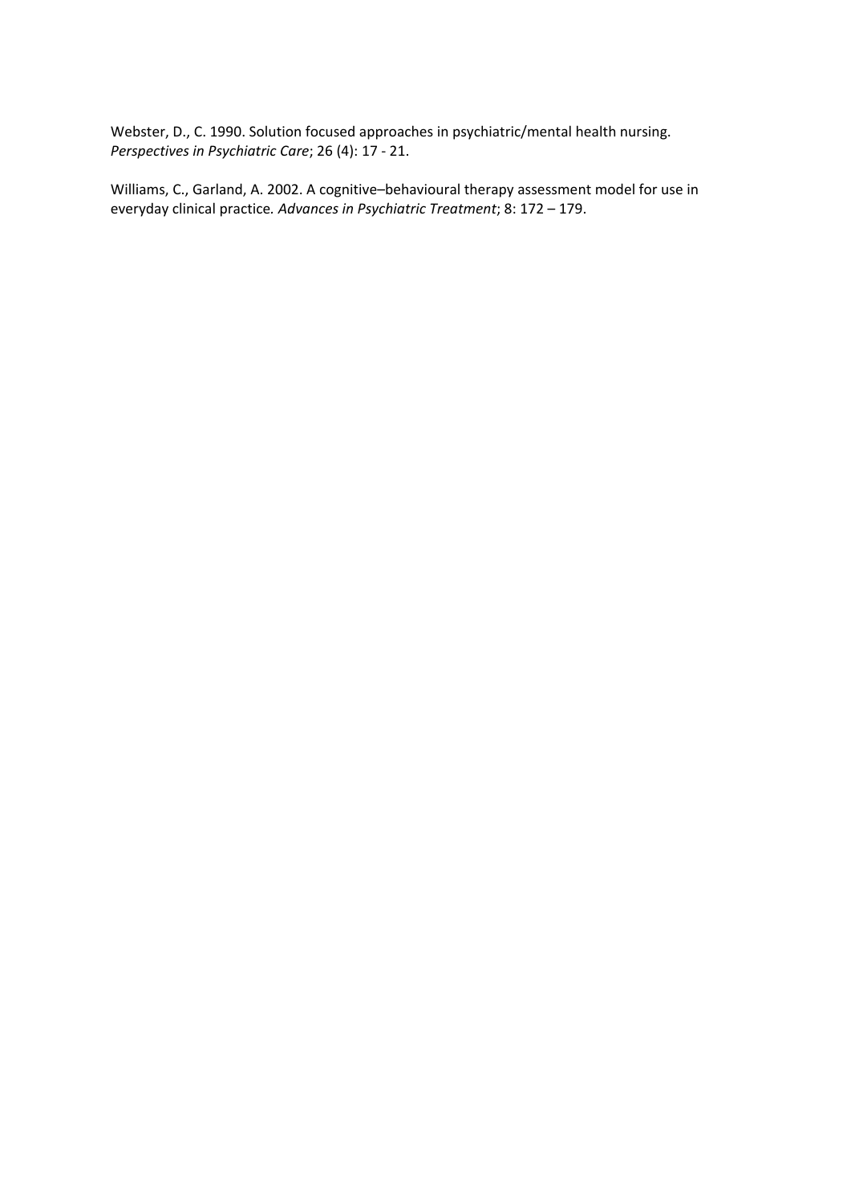Webster, D., C. 1990. Solution focused approaches in psychiatric/mental health nursing. *Perspectives in Psychiatric Care*; 26 (4): 17 - 21.

Williams, C., Garland, A. 2002. A cognitive–behavioural therapy assessment model for use in everyday clinical practice*. Advances in Psychiatric Treatment*; 8: 172 – 179.